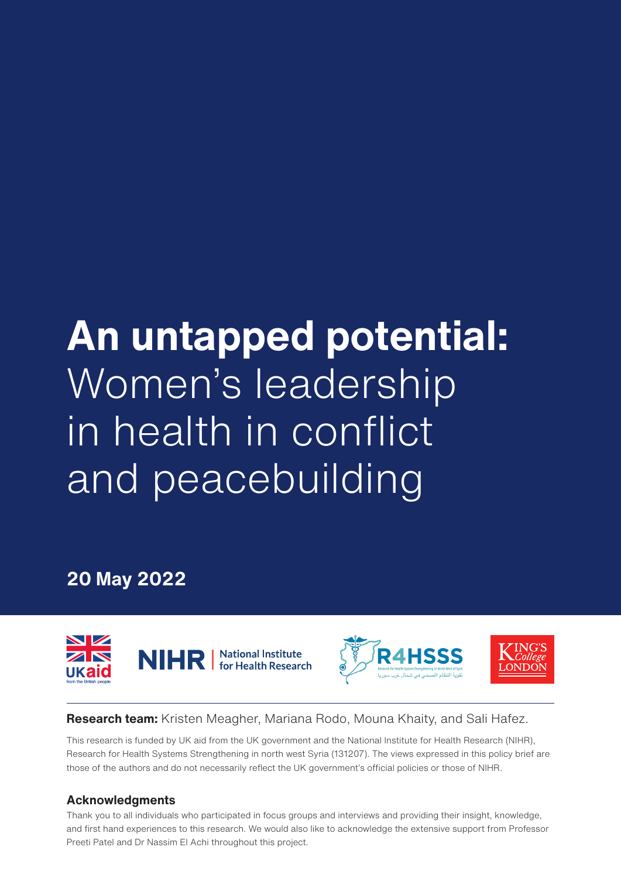# **An untapped potential:** Women's leadership in health in conflict and peacebuilding

**20 May 2022**

**Research team:** Kristen Meagher, Mariana Rodo, Mouna Khaity, and Sali Hafez.

This research is funded by UK aid from the UK government and the National Institute for Health Research (NIHR), Research for Health Systems Strengthening in north west Syria (131207). The views expressed in this policy brief are those of the authors and do not necessarily reflect the UK government's official policies or those of NIHR.

### Acknowledgments

Thank you to all individuals who participated in focus groups and interviews and providing their insight, knowledge, and first hand experiences to this research. We would also like to acknowledge the extensive support from Professor Preeti Patel and Dr Nassim El Achi throughout this project.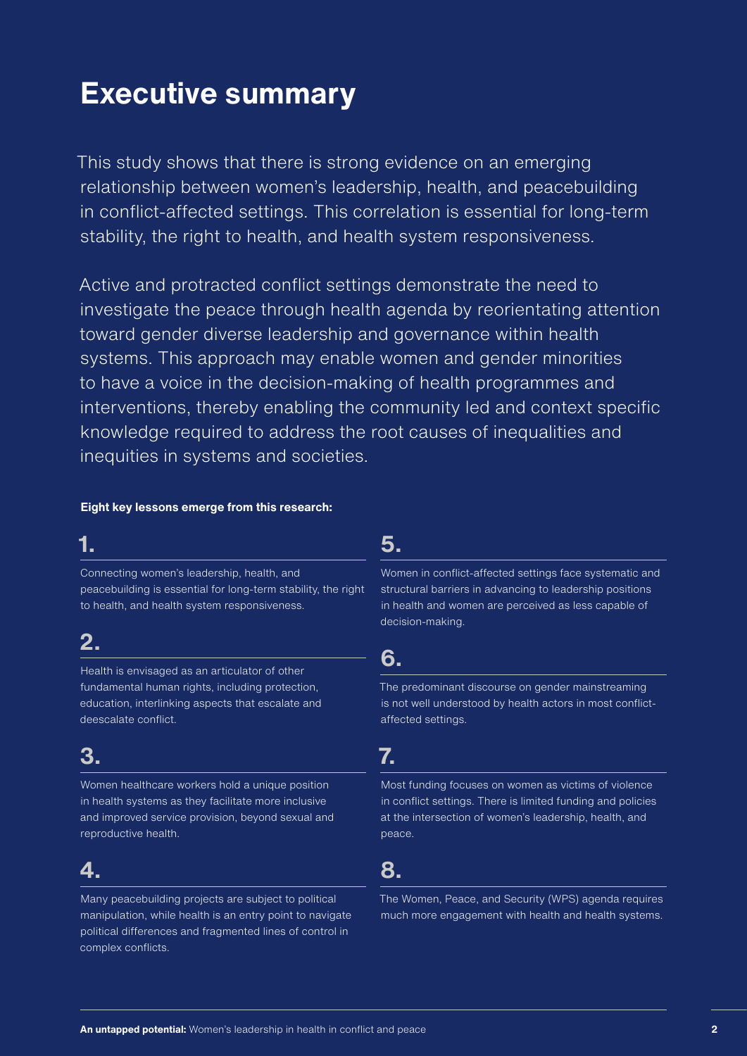# Executive summary

This study shows that there is strong evidence on an emerging relationship between women's leadership, health, and peacebuilding in conflict-affected settings. This correlation is essential for long-term stability, the right to health, and health system responsiveness.

Active and protracted conflict settings demonstrate the need to investigate the peace through health agenda by reorientating attention toward gender diverse leadership and governance within health systems. This approach may enable women and gender minorities to have a voice in the decision-making of health programmes and interventions, thereby enabling the community led and context specific knowledge required to address the root causes of inequalities and inequities in systems and societies.

**Eight key lessons emerge from this research:**

## 1.

Connecting women's leadership, health, and peacebuilding is essential for long-term stability, the right to health, and health system responsiveness.

## 2.

Health is envisaged as an articulator of other fundamental human rights, including protection, education, interlinking aspects that escalate and deescalate conflict.

## 3.

Women healthcare workers hold a unique position in health systems as they facilitate more inclusive and improved service provision, beyond sexual and reproductive health.

## 4.

Many peacebuilding projects are subject to political manipulation, while health is an entry point to navigate political differences and fragmented lines of control in complex conflicts.

## 5.

Women in conflict-affected settings face systematic and structural barriers in advancing to leadership positions in health and women are perceived as less capable of decision-making.

## 6.

The predominant discourse on gender mainstreaming is not well understood by health actors in most conflict-affected settings.

## 7.

Most funding focuses on women as victims of violence in conflict settings. There is limited funding and policies at the intersection of women's leadership, health, and peace.

## 8.

The Women, Peace, and Security (WPS) agenda requires much more engagement with health and health systems.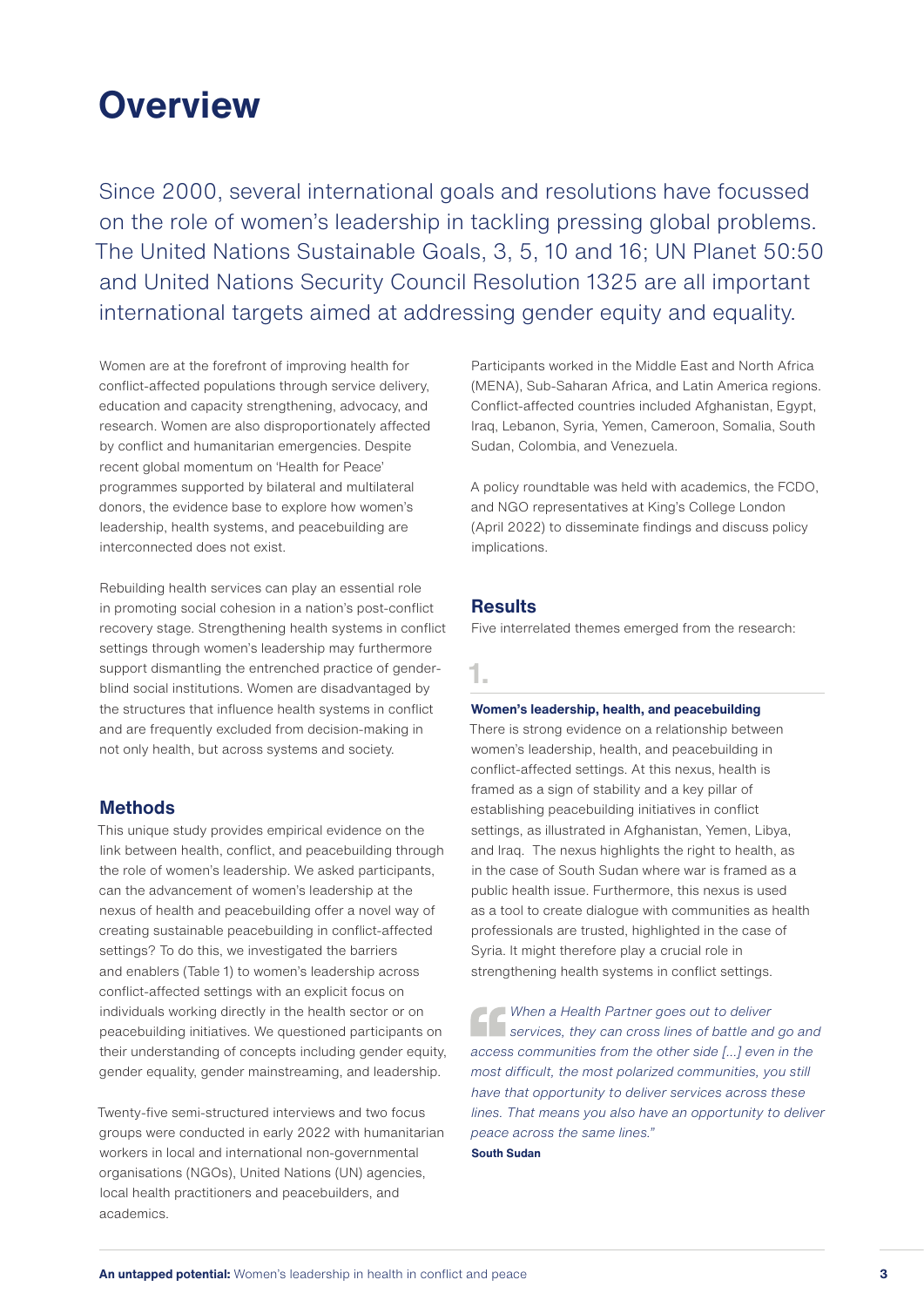# Overview

Since 2000, several international goals and resolutions have focussed on the role of women's leadership in tackling pressing global problems. The United Nations Sustainable Goals, 3, 5, 10 and 16; UN Planet 50:50 and United Nations Security Council Resolution 1325 are all important international targets aimed at addressing gender equity and equality.

Women are at the forefront of improving health for conflict-affected populations through service delivery, education and capacity strengthening, advocacy, and research. Women are also disproportionately affected by conflict and humanitarian emergencies. Despite recent global momentum on 'Health for Peace' programmes supported by bilateral and multilateral donors, the evidence base to explore how women's leadership, health systems, and peacebuilding are interconnected does not exist.

Rebuilding health services can play an essential role in promoting social cohesion in a nation's post-conflict recovery stage. Strengthening health systems in conflict settings through women's leadership may furthermore support dismantling the entrenched practice of gender-blind social institutions. Women are disadvantaged by the structures that influence health systems in conflict and are frequently excluded from decision-making in not only health, but across systems and society.

## Methods

This unique study provides empirical evidence on the link between health, conflict, and peacebuilding through the role of women's leadership. We asked participants, can the advancement of women's leadership at the nexus of health and peacebuilding offer a novel way of creating sustainable peacebuilding in conflict-affected settings? To do this, we investigated the barriers and enablers (Table 1) to women's leadership across conflict-affected settings with an explicit focus on individuals working directly in the health sector or on peacebuilding initiatives. We questioned participants on their understanding of concepts including gender equity, gender equality, gender mainstreaming, and leadership.

Twenty-five semi-structured interviews and two focus groups were conducted in early 2022 with humanitarian workers in local and international non-governmental organisations (NGOs), United Nations (UN) agencies, local health practitioners and peacebuilders, and academics.

Participants worked in the Middle East and North Africa (MENA), Sub-Saharan Africa, and Latin America regions. Conflict-affected countries included Afghanistan, Egypt, Iraq, Lebanon, Syria, Yemen, Cameroon, Somalia, South Sudan, Colombia, and Venezuela.

A policy roundtable was held with academics, the FCDO, and NGO representatives at King's College London (April 2022) to disseminate findings and discuss policy implications.

## Results

Five interrelated themes emerged from the research:

### 1.

**Women's leadership, health, and peacebuilding**

There is strong evidence on a relationship between women's leadership, health, and peacebuilding in conflict-affected settings. At this nexus, health is framed as a sign of stability and a key pillar of establishing peacebuilding initiatives in conflict settings, as illustrated in Afghanistan, Yemen, Libya, and Iraq. The nexus highlights the right to health, as in the case of South Sudan where war is framed as a public health issue. Furthermore, this nexus is used as a tool to create dialogue with communities as health professionals are trusted, highlighted in the case of Syria. It might therefore play a crucial role in strengthening health systems in conflict settings.

> *"When a Health Partner goes out to deliver services, they can cross lines of battle and go and access communities from the other side [...] even in the most difficult, the most polarized communities, you still have that opportunity to deliver services across these lines. That means you also have an opportunity to deliver peace across the same lines."*
>
> **South Sudan**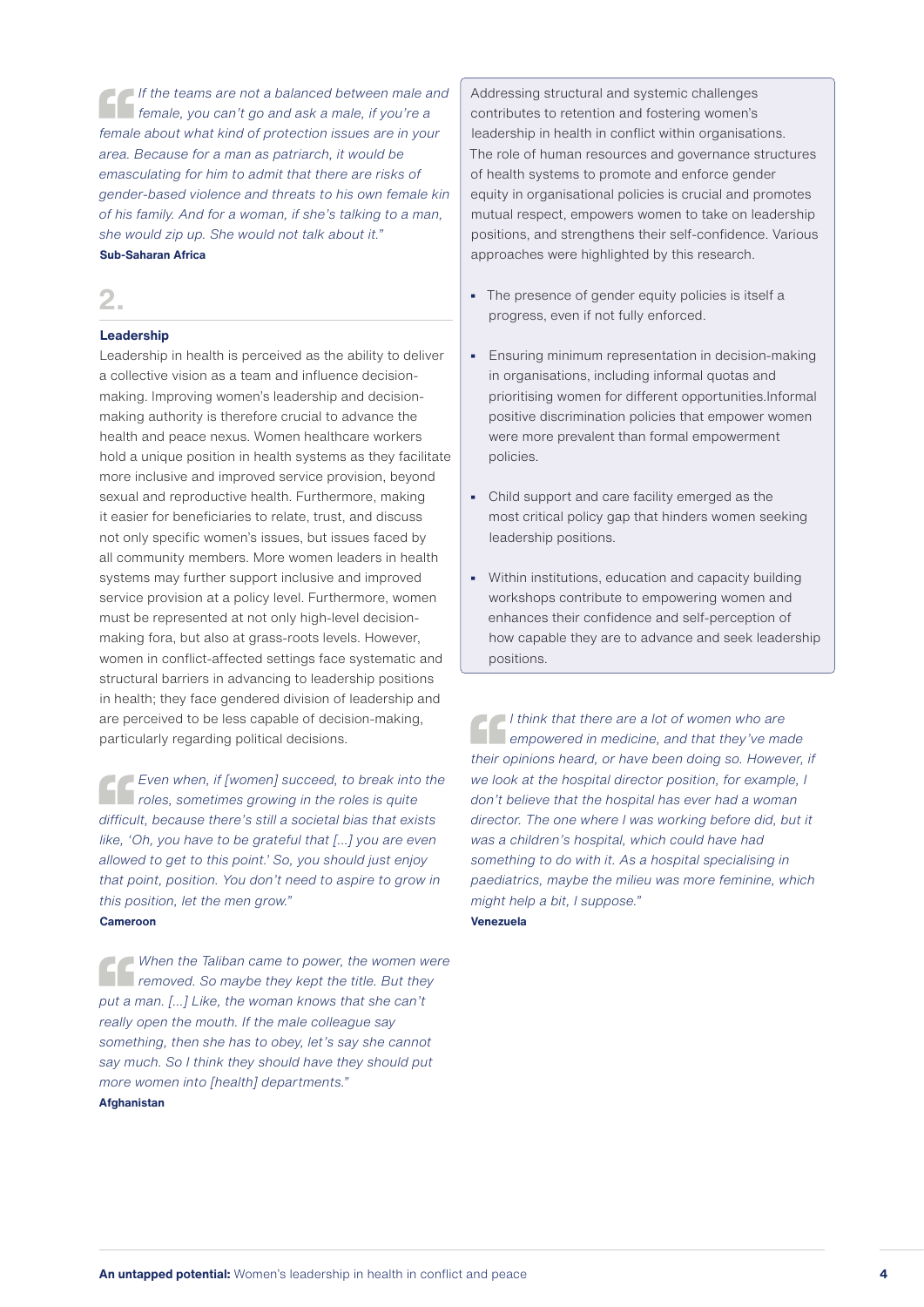> *If the teams are not a balanced between male and female, you can't go and ask a male, if you're a female about what kind of protection issues are in your area. Because for a man as patriarch, it would be emasculating for him to admit that there are risks of gender-based violence and threats to his own female kin of his family. And for a woman, if she's talking to a man, she would zip up. She would not talk about it."*
>
> **Sub-Saharan Africa**

## 2.

### Leadership

Leadership in health is perceived as the ability to deliver a collective vision as a team and influence decision-making. Improving women's leadership and decision-making authority is therefore crucial to advance the health and peace nexus. Women healthcare workers hold a unique position in health systems as they facilitate more inclusive and improved service provision, beyond sexual and reproductive health. Furthermore, making it easier for beneficiaries to relate, trust, and discuss not only specific women's issues, but issues faced by all community members. More women leaders in health systems may further support inclusive and improved service provision at a policy level. Furthermore, women must be represented at not only high-level decision-making fora, but also at grass-roots levels. However, women in conflict-affected settings face systematic and structural barriers in advancing to leadership positions in health; they face gendered division of leadership and are perceived to be less capable of decision-making, particularly regarding political decisions.

> *Even when, if [women] succeed, to break into the roles, sometimes growing in the roles is quite difficult, because there's still a societal bias that exists like, 'Oh, you have to be grateful that [...] you are even allowed to get to this point.' So, you should just enjoy that point, position. You don't need to aspire to grow in this position, let the men grow."*
>
> **Cameroon**

> *When the Taliban came to power, the women were removed. So maybe they kept the title. But they put a man. [...] Like, the woman knows that she can't really open the mouth. If the male colleague say something, then she has to obey, let's say she cannot say much. So I think they should have they should put more women into [health] departments."*
>
> **Afghanistan**

Addressing structural and systemic challenges contributes to retention and fostering women's leadership in health in conflict within organisations. The role of human resources and governance structures of health systems to promote and enforce gender equity in organisational policies is crucial and promotes mutual respect, empowers women to take on leadership positions, and strengthens their self-confidence. Various approaches were highlighted by this research.

- The presence of gender equity policies is itself a progress, even if not fully enforced.
- Ensuring minimum representation in decision-making in organisations, including informal quotas and prioritising women for different opportunities.Informal positive discrimination policies that empower women were more prevalent than formal empowerment policies.
- Child support and care facility emerged as the most critical policy gap that hinders women seeking leadership positions.
- Within institutions, education and capacity building workshops contribute to empowering women and enhances their confidence and self-perception of how capable they are to advance and seek leadership positions.

> *I think that there are a lot of women who are empowered in medicine, and that they've made their opinions heard, or have been doing so. However, if we look at the hospital director position, for example, I don't believe that the hospital has ever had a woman director. The one where I was working before did, but it was a children's hospital, which could have had something to do with it. As a hospital specialising in paediatrics, maybe the milieu was more feminine, which might help a bit, I suppose."*
>
> **Venezuela**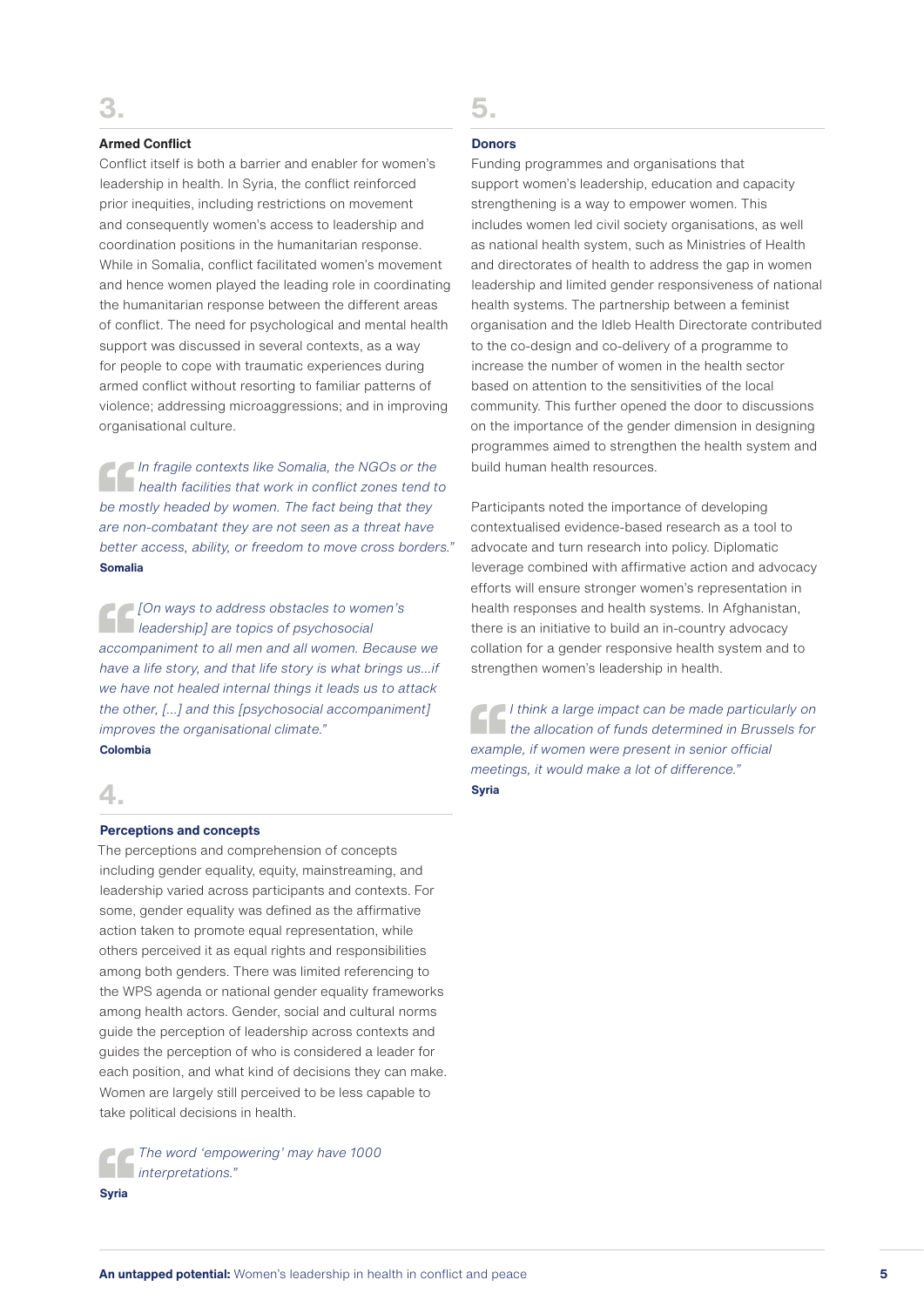## 3.

### Armed Conflict

Conflict itself is both a barrier and enabler for women's leadership in health. In Syria, the conflict reinforced prior inequities, including restrictions on movement and consequently women's access to leadership and coordination positions in the humanitarian response. While in Somalia, conflict facilitated women's movement and hence women played the leading role in coordinating the humanitarian response between the different areas of conflict. The need for psychological and mental health support was discussed in several contexts, as a way for people to cope with traumatic experiences during armed conflict without resorting to familiar patterns of violence; addressing microaggressions; and in improving organisational culture.

> *In fragile contexts like Somalia, the NGOs or the health facilities that work in conflict zones tend to be mostly headed by women. The fact being that they are non-combatant they are not seen as a threat have better access, ability, or freedom to move cross borders."*
>
> **Somalia**

> *[On ways to address obstacles to women's leadership] are topics of psychosocial accompaniment to all men and all women. Because we have a life story, and that life story is what brings us...if we have not healed internal things it leads us to attack the other, [...] and this [psychosocial accompaniment] improves the organisational climate."*
>
> **Colombia**

## 4.

### Perceptions and concepts

The perceptions and comprehension of concepts including gender equality, equity, mainstreaming, and leadership varied across participants and contexts. For some, gender equality was defined as the affirmative action taken to promote equal representation, while others perceived it as equal rights and responsibilities among both genders. There was limited referencing to the WPS agenda or national gender equality frameworks among health actors. Gender, social and cultural norms guide the perception of leadership across contexts and guides the perception of who is considered a leader for each position, and what kind of decisions they can make. Women are largely still perceived to be less capable to take political decisions in health.

> *The word 'empowering' may have 1000 interpretations."*
>
> **Syria**

## 5.

### Donors

Funding programmes and organisations that support women's leadership, education and capacity strengthening is a way to empower women. This includes women led civil society organisations, as well as national health system, such as Ministries of Health and directorates of health to address the gap in women leadership and limited gender responsiveness of national health systems. The partnership between a feminist organisation and the Idleb Health Directorate contributed to the co-design and co-delivery of a programme to increase the number of women in the health sector based on attention to the sensitivities of the local community. This further opened the door to discussions on the importance of the gender dimension in designing programmes aimed to strengthen the health system and build human health resources.

Participants noted the importance of developing contextualised evidence-based research as a tool to advocate and turn research into policy. Diplomatic leverage combined with affirmative action and advocacy efforts will ensure stronger women's representation in health responses and health systems. In Afghanistan, there is an initiative to build an in-country advocacy collation for a gender responsive health system and to strengthen women's leadership in health.

> *I think a large impact can be made particularly on the allocation of funds determined in Brussels for example, if women were present in senior official meetings, it would make a lot of difference."*
>
> **Syria**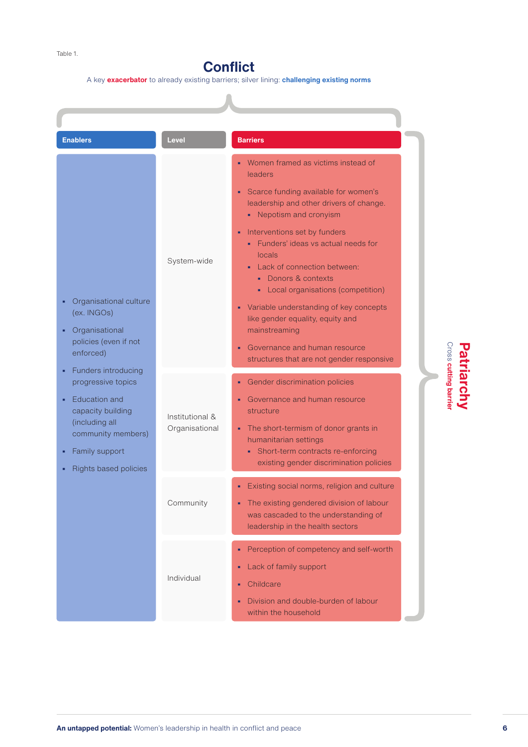Table 1.

# Conflict

A key **exacerbator** to already existing barriers; silver lining: **challenging existing norms**

| Enablers | Level | Barriers |
|---|---|---|
| <ul><li>Organisational culture (ex. INGOs)</li><li>Organisational policies (even if not enforced)</li><li>Funders introducing progressive topics</li><li>Education and capacity building (including all community members)</li><li>Family support</li><li>Rights based policies</li></ul> | System-wide | <ul><li>Women framed as victims instead of leaders</li><li>Scarce funding available for women's leadership and other drivers of change.<ul><li>Nepotism and cronyism</li></ul></li><li>Interventions set by funders<ul><li>Funders' ideas vs actual needs for locals</li><li>Lack of connection between:<ul><li>Donors & contexts</li><li>Local organisations (competition)</li></ul></li></ul></li><li>Variable understanding of key concepts like gender equality, equity and mainstreaming</li><li>Governance and human resource structures that are not gender responsive</li></ul> |
| | Institutional & Organisational | <ul><li>Gender discrimination policies</li><li>Governance and human resource structure</li><li>The short-termism of donor grants in humanitarian settings<ul><li>Short-term contracts re-enforcing existing gender discrimination policies</li></ul></li></ul> |
| | Community | <ul><li>Existing social norms, religion and culture</li><li>The existing gendered division of labour was cascaded to the understanding of leadership in the health sectors</li></ul> |
| | Individual | <ul><li>Perception of competency and self-worth</li><li>Lack of family support</li><li>Childcare</li><li>Division and double-burden of labour within the household</li></ul> |

**Patriarchy**
Cross **cutting barrier**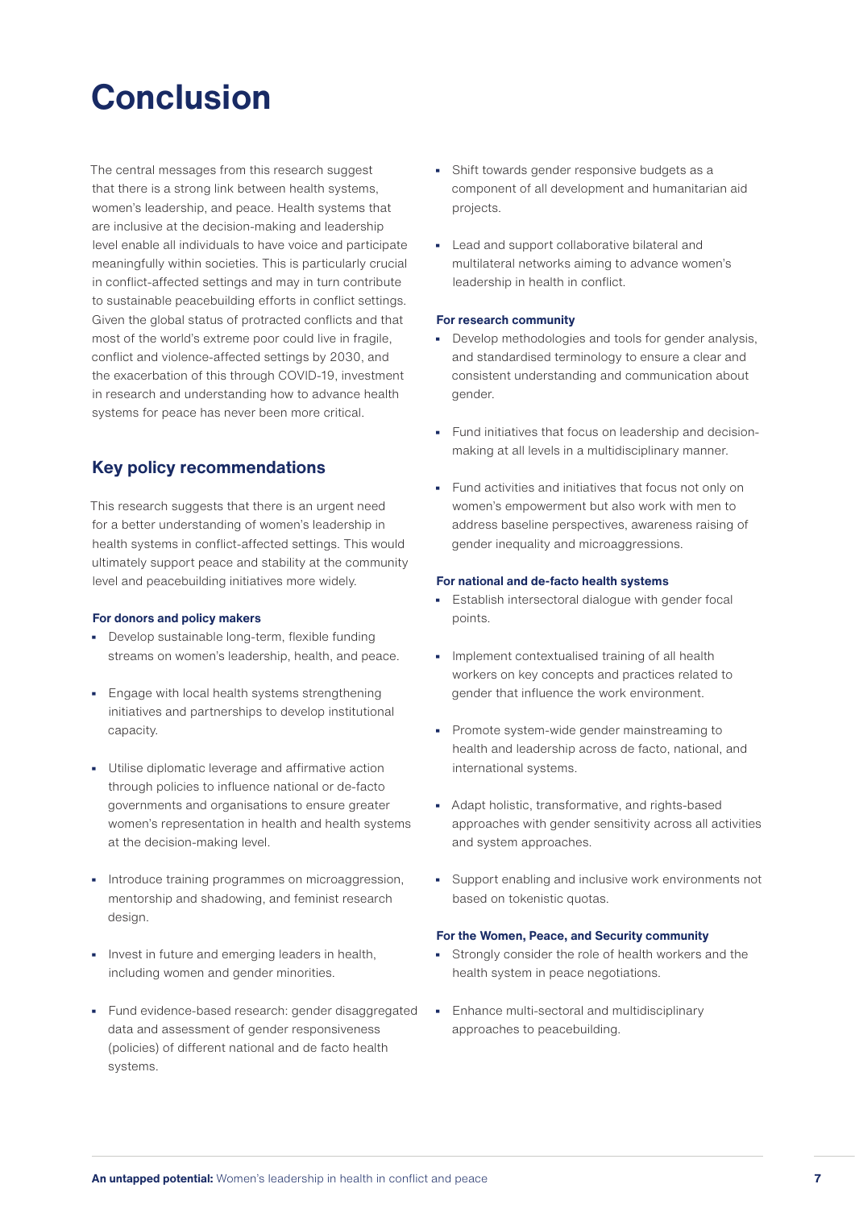# Conclusion

The central messages from this research suggest that there is a strong link between health systems, women's leadership, and peace. Health systems that are inclusive at the decision-making and leadership level enable all individuals to have voice and participate meaningfully within societies. This is particularly crucial in conflict-affected settings and may in turn contribute to sustainable peacebuilding efforts in conflict settings. Given the global status of protracted conflicts and that most of the world's extreme poor could live in fragile, conflict and violence-affected settings by 2030, and the exacerbation of this through COVID-19, investment in research and understanding how to advance health systems for peace has never been more critical.

## Key policy recommendations

This research suggests that there is an urgent need for a better understanding of women's leadership in health systems in conflict-affected settings. This would ultimately support peace and stability at the community level and peacebuilding initiatives more widely.

### For donors and policy makers

- Develop sustainable long-term, flexible funding streams on women's leadership, health, and peace.
- Engage with local health systems strengthening initiatives and partnerships to develop institutional capacity.
- Utilise diplomatic leverage and affirmative action through policies to influence national or de-facto governments and organisations to ensure greater women's representation in health and health systems at the decision-making level.
- Introduce training programmes on microaggression, mentorship and shadowing, and feminist research design.
- Invest in future and emerging leaders in health, including women and gender minorities.
- Fund evidence-based research: gender disaggregated data and assessment of gender responsiveness (policies) of different national and de facto health systems.
- Shift towards gender responsive budgets as a component of all development and humanitarian aid projects.
- Lead and support collaborative bilateral and multilateral networks aiming to advance women's leadership in health in conflict.

### For research community

- Develop methodologies and tools for gender analysis, and standardised terminology to ensure a clear and consistent understanding and communication about gender.
- Fund initiatives that focus on leadership and decision-making at all levels in a multidisciplinary manner.
- Fund activities and initiatives that focus not only on women's empowerment but also work with men to address baseline perspectives, awareness raising of gender inequality and microaggressions.

### For national and de-facto health systems

- Establish intersectoral dialogue with gender focal points.
- Implement contextualised training of all health workers on key concepts and practices related to gender that influence the work environment.
- Promote system-wide gender mainstreaming to health and leadership across de facto, national, and international systems.
- Adapt holistic, transformative, and rights-based approaches with gender sensitivity across all activities and system approaches.
- Support enabling and inclusive work environments not based on tokenistic quotas.

### For the Women, Peace, and Security community

- Strongly consider the role of health workers and the health system in peace negotiations.
- Enhance multi-sectoral and multidisciplinary approaches to peacebuilding.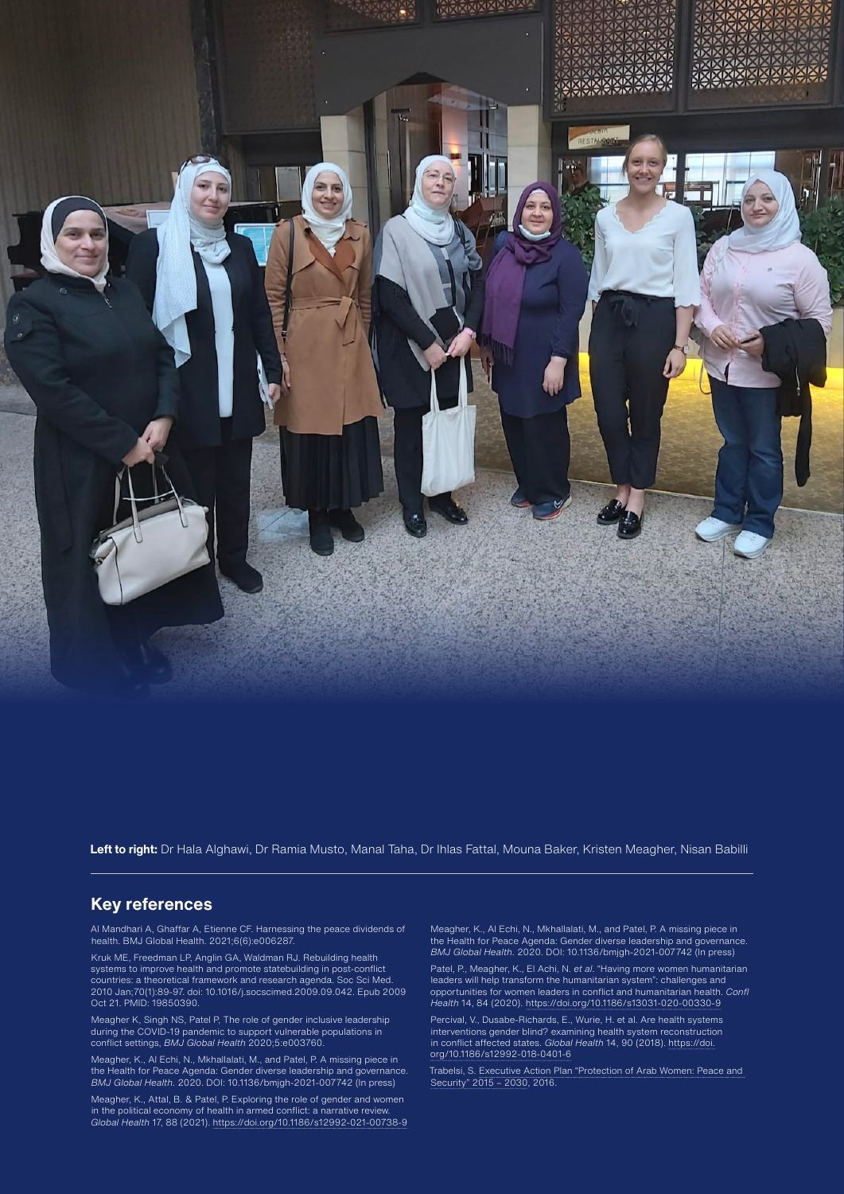**Left to right:** Dr Hala Alghawi, Dr Ramia Musto, Manal Taha, Dr Ihlas Fattal, Mouna Baker, Kristen Meagher, Nisan Babilli

## Key references

Al Mandhari A, Ghaffar A, Etienne CF. Harnessing the peace dividends of health. BMJ Global Health. 2021;6(6):e006287.

Kruk ME, Freedman LP, Anglin GA, Waldman RJ. Rebuilding health systems to improve health and promote statebuilding in post-conflict countries: a theoretical framework and research agenda. Soc Sci Med. 2010 Jan;70(1):89-97. doi: 10.1016/j.socscimed.2009.09.042. Epub 2009 Oct 21. PMID: 19850390.

Meagher K, Singh NS, Patel P, The role of gender inclusive leadership during the COVID-19 pandemic to support vulnerable populations in conflict settings, *BMJ Global Health* 2020;5:e003760.

Meagher, K., Al Echi, N., Mkhallalati, M., and Patel, P. A missing piece in the Health for Peace Agenda: Gender diverse leadership and governance. *BMJ Global Health*. 2020. DOI: 10.1136/bmjgh-2021-007742 (In press)

Meagher, K., Attal, B. & Patel, P. Exploring the role of gender and women in the political economy of health in armed conflict: a narrative review. *Global Health* 17, 88 (2021). https://doi.org/10.1186/s12992-021-00738-9

Meagher, K., Al Echi, N., Mkhallalati, M., and Patel, P. A missing piece in the Health for Peace Agenda: Gender diverse leadership and governance. *BMJ Global Health*. 2020. DOI: 10.1136/bmjgh-2021-007742 (In press)

Patel, P., Meagher, K., El Achi, N. *et al*. "Having more women humanitarian leaders will help transform the humanitarian system": challenges and opportunities for women leaders in conflict and humanitarian health. *Confl Health* 14, 84 (2020). https://doi.org/10.1186/s13031-020-00330-9

Percival, V., Dusabe-Richards, E., Wurie, H. et al. Are health systems interventions gender blind? examining health system reconstruction in conflict affected states. *Global Health* 14, 90 (2018). https://doi.org/10.1186/s12992-018-0401-6

Trabelsi, S. Executive Action Plan "Protection of Arab Women: Peace and Security" 2015 – 2030, 2016.